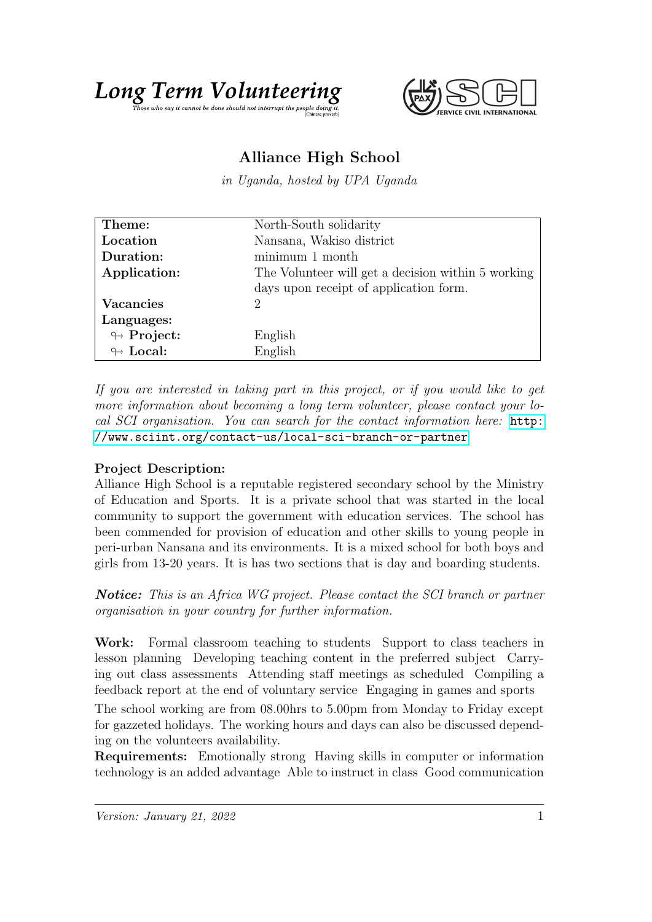**Long Term Volunteering**

*Those who say it cannot be done should not interrupt the people doing it.* (Chinese proverb)

# Alliance High School

*in Uganda, hosted by UPA Uganda*

| | |
|---|---|
| **Theme:** | North-South solidarity |
| **Location** | Nansana, Wakiso district |
| **Duration:** | minimum 1 month |
| **Application:** | The Volunteer will get a decision within 5 working days upon receipt of application form. |
| **Vacancies** | 2 |
| **Languages:** | |
| ↬ **Project:** | English |
| ↬ **Local:** | English |

*If you are interested in taking part in this project, or if you would like to get more information about becoming a long term volunteer, please contact your local SCI organisation. You can search for the contact information here:* http://www.sciint.org/contact-us/local-sci-branch-or-partner

**Project Description:**
Alliance High School is a reputable registered secondary school by the Ministry of Education and Sports. It is a private school that was started in the local community to support the government with education services. The school has been commended for provision of education and other skills to young people in peri-urban Nansana and its environments. It is a mixed school for both boys and girls from 13-20 years. It is has two sections that is day and boarding students.

***Notice:*** *This is an Africa WG project. Please contact the SCI branch or partner organisation in your country for further information.*

**Work:** Formal classroom teaching to students Support to class teachers in lesson planning Developing teaching content in the preferred subject Carrying out class assessments Attending staff meetings as scheduled Compiling a feedback report at the end of voluntary service Engaging in games and sports

The school working are from 08.00hrs to 5.00pm from Monday to Friday except for gazzeted holidays. The working hours and days can also be discussed depending on the volunteers availability.

**Requirements:** Emotionally strong Having skills in computer or information technology is an added advantage Able to instruct in class Good communication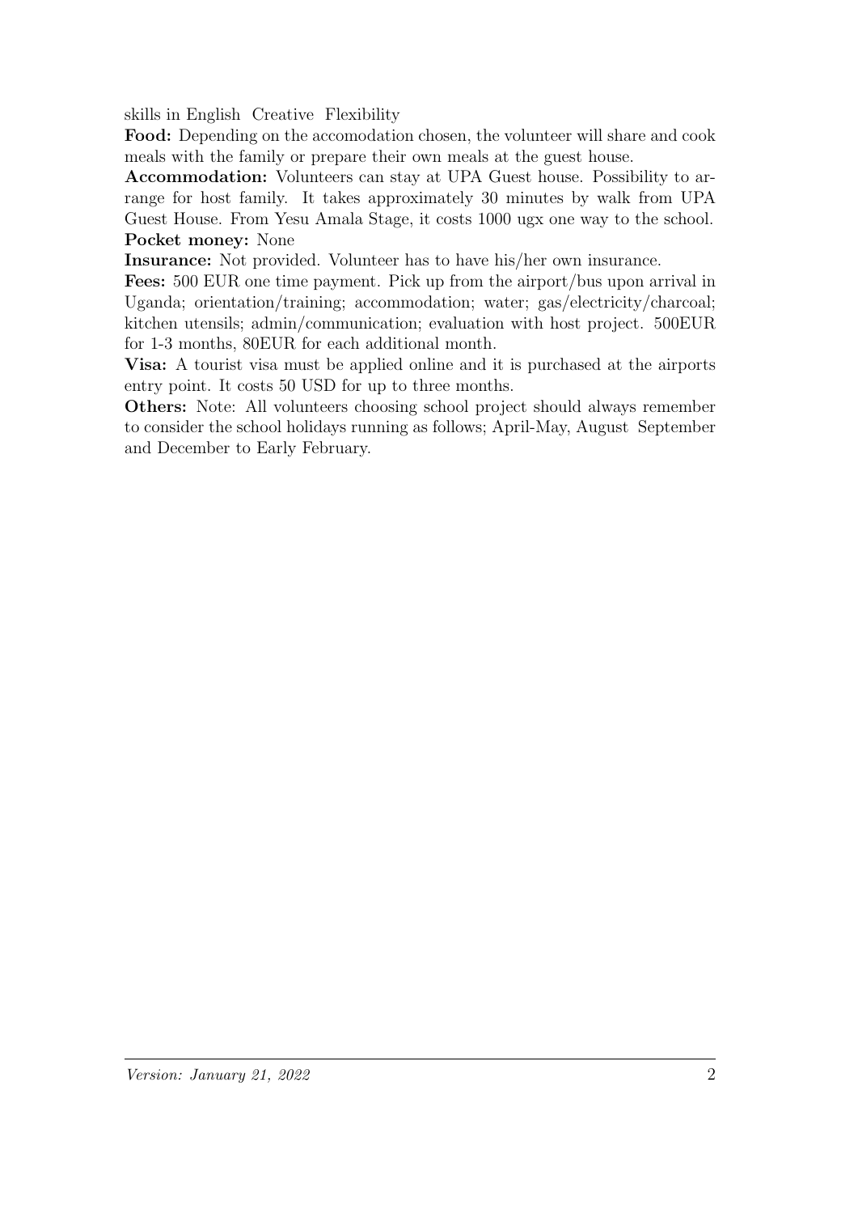skills in English  Creative  Flexibility

**Food:** Depending on the accomodation chosen, the volunteer will share and cook meals with the family or prepare their own meals at the guest house.

**Accommodation:** Volunteers can stay at UPA Guest house. Possibility to arrange for host family. It takes approximately 30 minutes by walk from UPA Guest House. From Yesu Amala Stage, it costs 1000 ugx one way to the school.

**Pocket money:** None

**Insurance:** Not provided. Volunteer has to have his/her own insurance.

**Fees:** 500 EUR one time payment. Pick up from the airport/bus upon arrival in Uganda; orientation/training; accommodation; water; gas/electricity/charcoal; kitchen utensils; admin/communication; evaluation with host project. 500EUR for 1-3 months, 80EUR for each additional month.

**Visa:** A tourist visa must be applied online and it is purchased at the airports entry point. It costs 50 USD for up to three months.

**Others:** Note: All volunteers choosing school project should always remember to consider the school holidays running as follows; April-May, August  September and December to Early February.